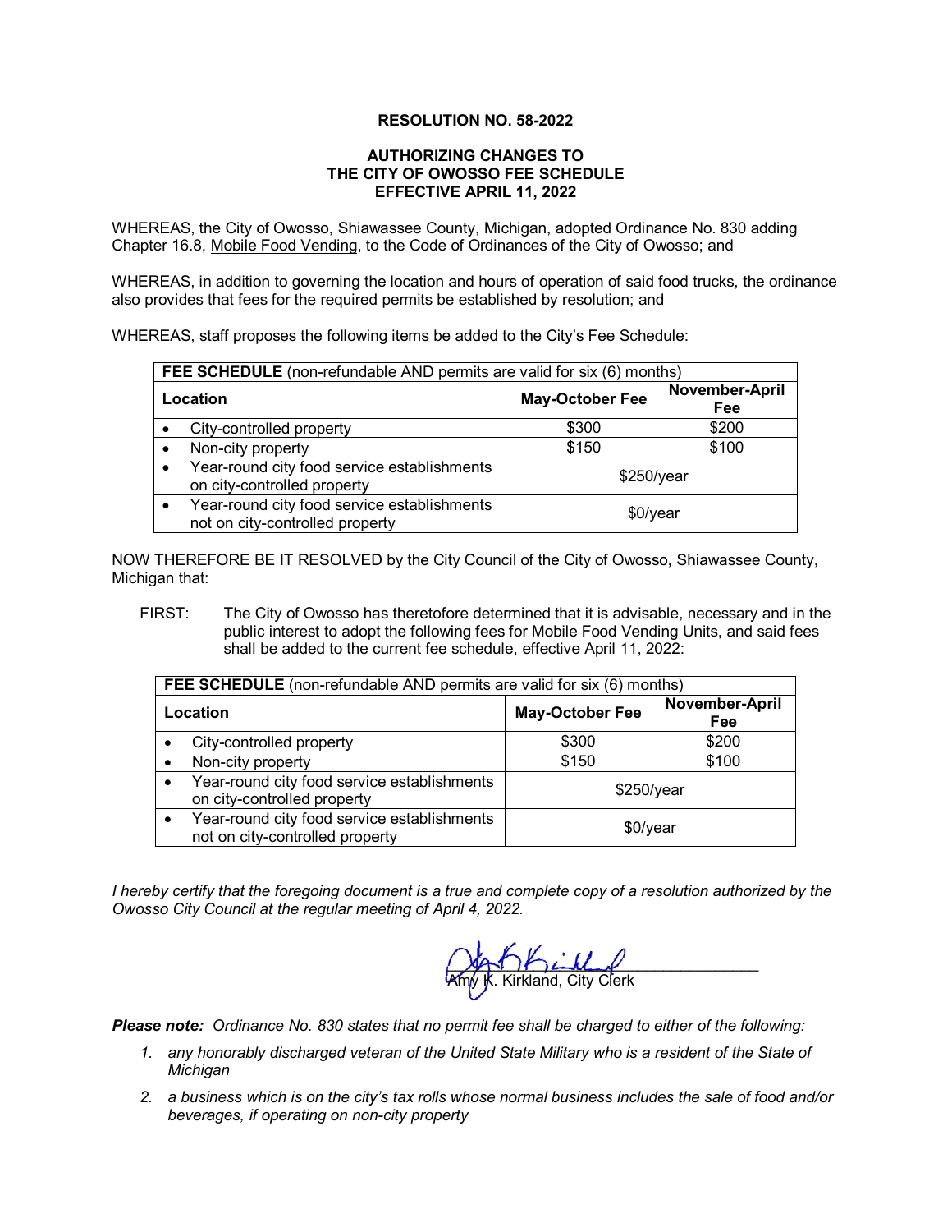**RESOLUTION NO. 58-2022**

**AUTHORIZING CHANGES TO THE CITY OF OWOSSO FEE SCHEDULE EFFECTIVE APRIL 11, 2022**

WHEREAS, the City of Owosso, Shiawassee County, Michigan, adopted Ordinance No. 830 adding Chapter 16.8, Mobile Food Vending, to the Code of Ordinances of the City of Owosso; and

WHEREAS, in addition to governing the location and hours of operation of said food trucks, the ordinance also provides that fees for the required permits be established by resolution; and

WHEREAS, staff proposes the following items be added to the City's Fee Schedule:

| **FEE SCHEDULE** (non-refundable AND permits are valid for six (6) months) | | |
|---|---|---|
| **Location** | **May-October Fee** | **November-April Fee** |
| • City-controlled property | $300 | $200 |
| • Non-city property | $150 | $100 |
| • Year-round city food service establishments on city-controlled property | $250/year | |
| • Year-round city food service establishments not on city-controlled property | $0/year | |

NOW THEREFORE BE IT RESOLVED by the City Council of the City of Owosso, Shiawassee County, Michigan that:

FIRST: The City of Owosso has theretofore determined that it is advisable, necessary and in the public interest to adopt the following fees for Mobile Food Vending Units, and said fees shall be added to the current fee schedule, effective April 11, 2022:

| **FEE SCHEDULE** (non-refundable AND permits are valid for six (6) months) | | |
|---|---|---|
| **Location** | **May-October Fee** | **November-April Fee** |
| • City-controlled property | $300 | $200 |
| • Non-city property | $150 | $100 |
| • Year-round city food service establishments on city-controlled property | $250/year | |
| • Year-round city food service establishments not on city-controlled property | $0/year | |

*I hereby certify that the foregoing document is a true and complete copy of a resolution authorized by the Owosso City Council at the regular meeting of April 4, 2022.*

Amy K. Kirkland, City Clerk

***Please note:*** *Ordinance No. 830 states that no permit fee shall be charged to either of the following:*

1. *any honorably discharged veteran of the United State Military who is a resident of the State of Michigan*
2. *a business which is on the city's tax rolls whose normal business includes the sale of food and/or beverages, if operating on non-city property*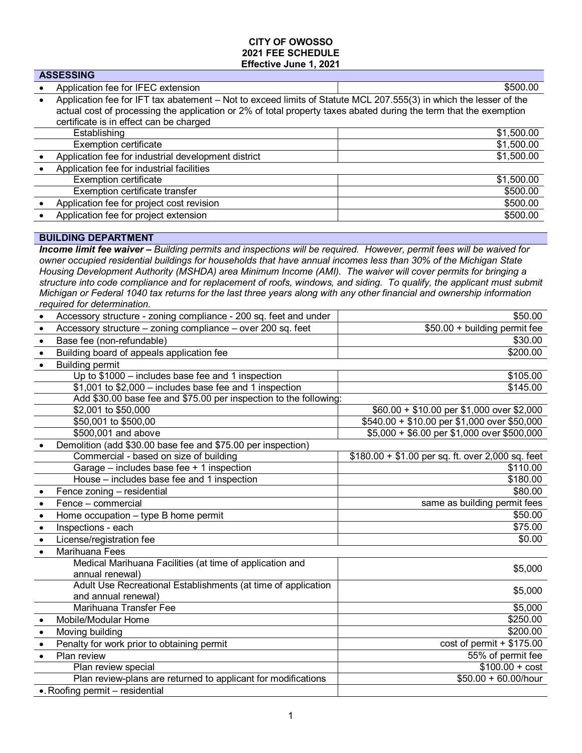**CITY OF OWOSSO**
**2021 FEE SCHEDULE**
**Effective June 1, 2021**

## ASSESSING

| Item | Fee |
|---|---|
| • Application fee for IFEC extension | $500.00 |
| • Application fee for IFT tax abatement – Not to exceed limits of Statute MCL 207.555(3) in which the lesser of the actual cost of processing the application or 2% of total property taxes abated during the term that the exemption certificate is in effect can be charged | |
| Establishing | $1,500.00 |
| Exemption certificate | $1,500.00 |
| • Application fee for industrial development district | $1,500.00 |
| • Application fee for industrial facilities | |
| Exemption certificate | $1,500.00 |
| Exemption certificate transfer | $500.00 |
| • Application fee for project cost revision | $500.00 |
| • Application fee for project extension | $500.00 |

## BUILDING DEPARTMENT

***Income limit fee waiver –*** *Building permits and inspections will be required. However, permit fees will be waived for owner occupied residential buildings for households that have annual incomes less than 30% of the Michigan State Housing Development Authority (MSHDA) area Minimum Income (AMI). The waiver will cover permits for bringing a structure into code compliance and for replacement of roofs, windows, and siding. To qualify, the applicant must submit Michigan or Federal 1040 tax returns for the last three years along with any other financial and ownership information required for determination.*

| Item | Fee |
|---|---|
| • Accessory structure - zoning compliance - 200 sq. feet and under | $50.00 |
| • Accessory structure – zoning compliance – over 200 sq. feet | $50.00 + building permit fee |
| • Base fee (non-refundable) | $30.00 |
| • Building board of appeals application fee | $200.00 |
| • Building permit | |
| Up to $1000 – includes base fee and 1 inspection | $105.00 |
| $1,001 to $2,000 – includes base fee and 1 inspection | $145.00 |
| Add $30.00 base fee and $75.00 per inspection to the following: | |
| $2,001 to $50,000 | $60.00 + $10.00 per $1,000 over $2,000 |
| $50,001 to $500,00 | $540.00 + $10.00 per $1,000 over $50,000 |
| $500,001 and above | $5,000 + $6.00 per $1,000 over $500,000 |
| • Demolition (add $30.00 base fee and $75.00 per inspection) | |
| Commercial - based on size of building | $180.00 + $1.00 per sq. ft. over 2,000 sq. feet |
| Garage – includes base fee + 1 inspection | $110.00 |
| House – includes base fee and 1 inspection | $180.00 |
| • Fence zoning – residential | $80.00 |
| • Fence – commercial | same as building permit fees |
| • Home occupation – type B home permit | $50.00 |
| • Inspections - each | $75.00 |
| • License/registration fee | $0.00 |
| • Marihuana Fees | |
| Medical Marihuana Facilities (at time of application and annual renewal) | $5,000 |
| Adult Use Recreational Establishments (at time of application and annual renewal) | $5,000 |
| Marihuana Transfer Fee | $5,000 |
| • Mobile/Modular Home | $250.00 |
| • Moving building | $200.00 |
| • Penalty for work prior to obtaining permit | cost of permit + $175.00 |
| • Plan review | 55% of permit fee |
| Plan review special | $100.00 + cost |
| Plan review-plans are returned to applicant for modifications | $50.00 + 60.00/hour |
| • Roofing permit – residential | |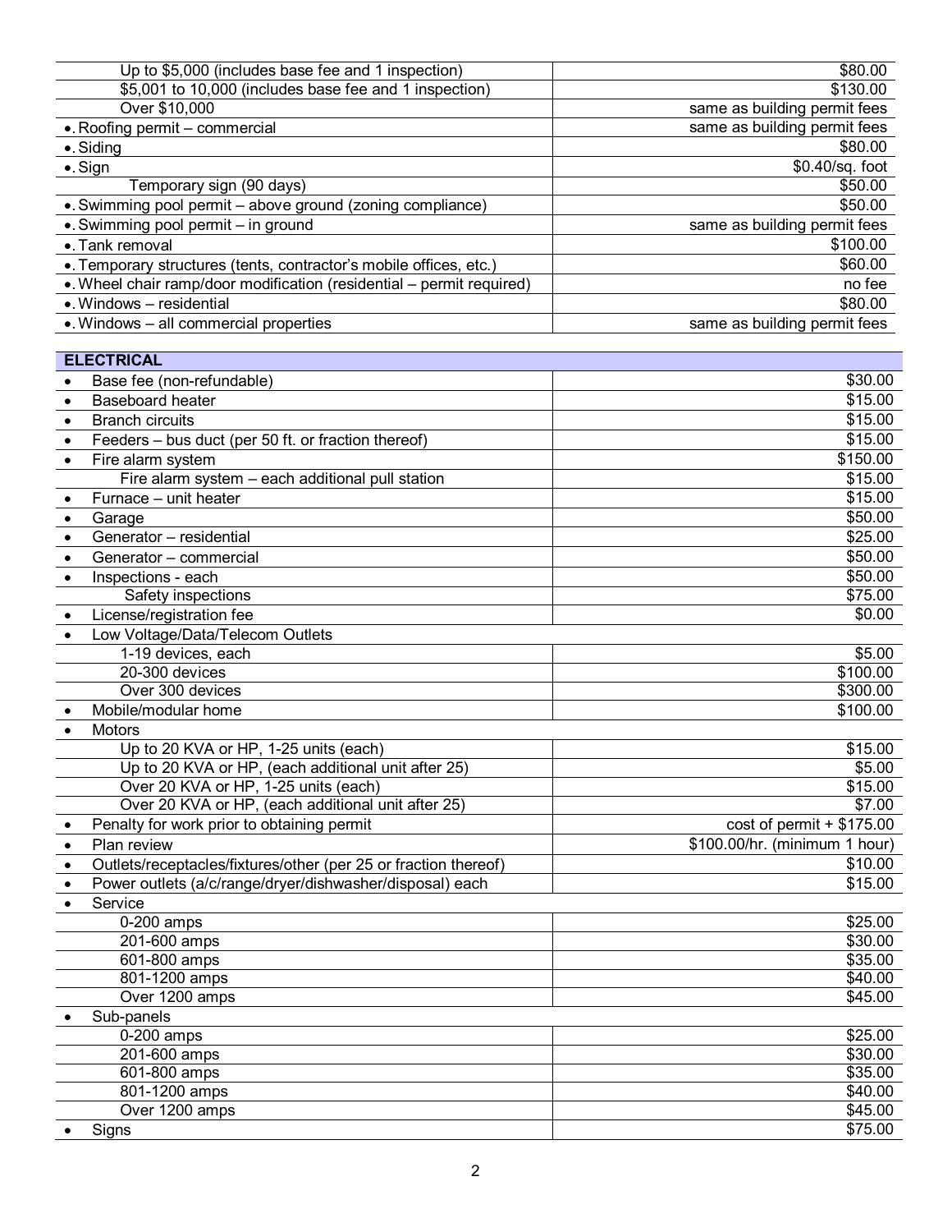| | |
|---|---|
| Up to $5,000 (includes base fee and 1 inspection) | $80.00 |
| $5,001 to 10,000 (includes base fee and 1 inspection) | $130.00 |
| Over $10,000 | same as building permit fees |
| • Roofing permit – commercial | same as building permit fees |
| • Siding | $80.00 |
| • Sign | $0.40/sq. foot |
| Temporary sign (90 days) | $50.00 |
| • Swimming pool permit – above ground (zoning compliance) | $50.00 |
| • Swimming pool permit – in ground | same as building permit fees |
| • Tank removal | $100.00 |
| • Temporary structures (tents, contractor's mobile offices, etc.) | $60.00 |
| • Wheel chair ramp/door modification (residential – permit required) | no fee |
| • Windows – residential | $80.00 |
| • Windows – all commercial properties | same as building permit fees |

| **ELECTRICAL** | |
|---|---|
| • Base fee (non-refundable) | $30.00 |
| • Baseboard heater | $15.00 |
| • Branch circuits | $15.00 |
| • Feeders – bus duct (per 50 ft. or fraction thereof) | $15.00 |
| • Fire alarm system | $150.00 |
| Fire alarm system – each additional pull station | $15.00 |
| • Furnace – unit heater | $15.00 |
| • Garage | $50.00 |
| • Generator – residential | $25.00 |
| • Generator – commercial | $50.00 |
| • Inspections - each | $50.00 |
| Safety inspections | $75.00 |
| • License/registration fee | $0.00 |
| • Low Voltage/Data/Telecom Outlets | |
| 1-19 devices, each | $5.00 |
| 20-300 devices | $100.00 |
| Over 300 devices | $300.00 |
| • Mobile/modular home | $100.00 |
| • Motors | |
| Up to 20 KVA or HP, 1-25 units (each) | $15.00 |
| Up to 20 KVA or HP, (each additional unit after 25) | $5.00 |
| Over 20 KVA or HP, 1-25 units (each) | $15.00 |
| Over 20 KVA or HP, (each additional unit after 25) | $7.00 |
| • Penalty for work prior to obtaining permit | cost of permit + $175.00 |
| • Plan review | $100.00/hr. (minimum 1 hour) |
| • Outlets/receptacles/fixtures/other (per 25 or fraction thereof) | $10.00 |
| • Power outlets (a/c/range/dryer/dishwasher/disposal) each | $15.00 |
| • Service | |
| 0-200 amps | $25.00 |
| 201-600 amps | $30.00 |
| 601-800 amps | $35.00 |
| 801-1200 amps | $40.00 |
| Over 1200 amps | $45.00 |
| • Sub-panels | |
| 0-200 amps | $25.00 |
| 201-600 amps | $30.00 |
| 601-800 amps | $35.00 |
| 801-1200 amps | $40.00 |
| Over 1200 amps | $45.00 |
| • Signs | $75.00 |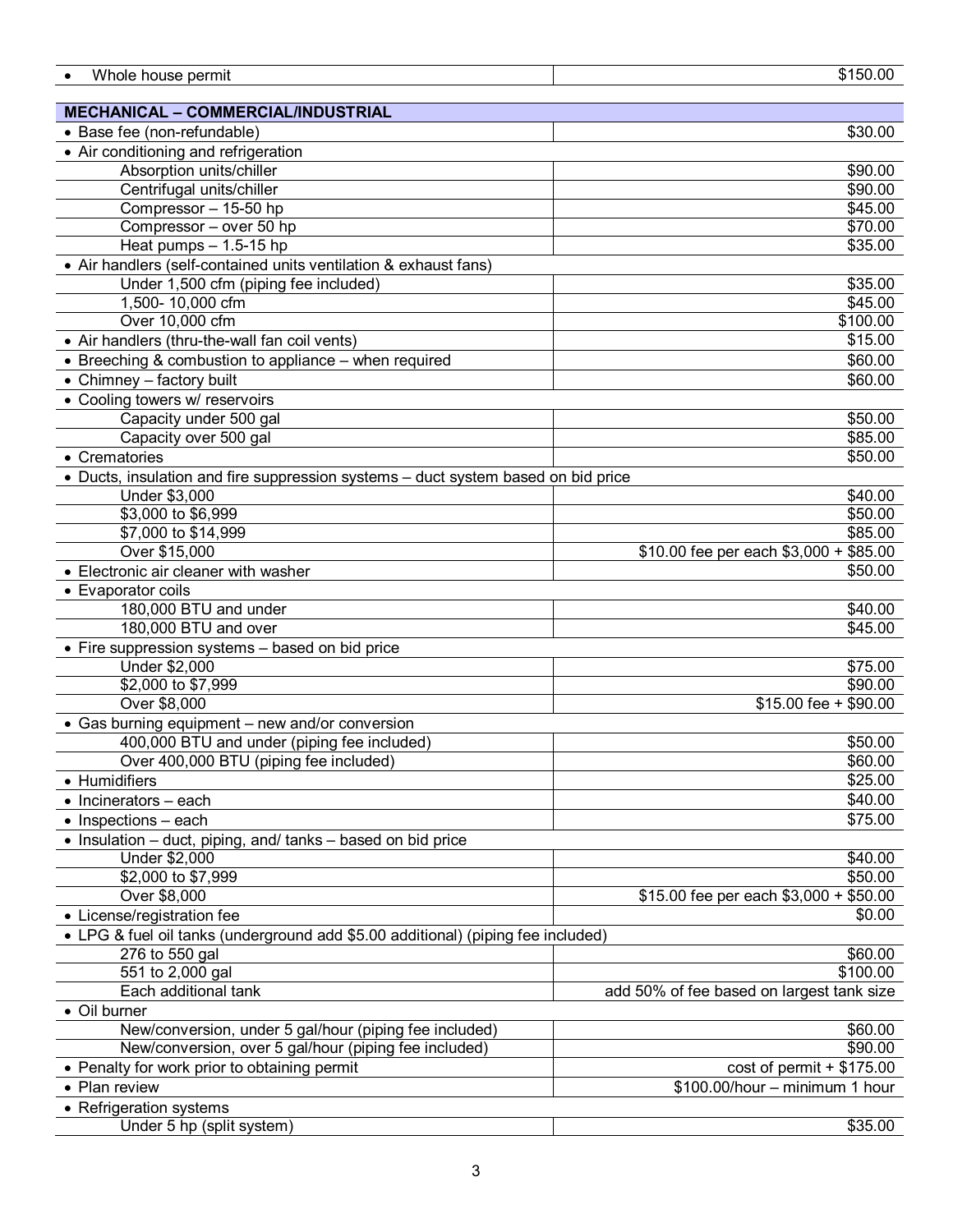| Item | Fee |
|---|---|
| • Whole house permit | $150.00 |

| MECHANICAL – COMMERCIAL/INDUSTRIAL | |
|---|---|
| • Base fee (non-refundable) | $30.00 |
| • Air conditioning and refrigeration | |
| Absorption units/chiller | $90.00 |
| Centrifugal units/chiller | $90.00 |
| Compressor – 15-50 hp | $45.00 |
| Compressor – over 50 hp | $70.00 |
| Heat pumps – 1.5-15 hp | $35.00 |
| • Air handlers (self-contained units ventilation & exhaust fans) | |
| Under 1,500 cfm (piping fee included) | $35.00 |
| 1,500- 10,000 cfm | $45.00 |
| Over 10,000 cfm | $100.00 |
| • Air handlers (thru-the-wall fan coil vents) | $15.00 |
| • Breeching & combustion to appliance – when required | $60.00 |
| • Chimney – factory built | $60.00 |
| • Cooling towers w/ reservoirs | |
| Capacity under 500 gal | $50.00 |
| Capacity over 500 gal | $85.00 |
| • Crematories | $50.00 |
| • Ducts, insulation and fire suppression systems – duct system based on bid price | |
| Under $3,000 | $40.00 |
| $3,000 to $6,999 | $50.00 |
| $7,000 to $14,999 | $85.00 |
| Over $15,000 | $10.00 fee per each $3,000 + $85.00 |
| • Electronic air cleaner with washer | $50.00 |
| • Evaporator coils | |
| 180,000 BTU and under | $40.00 |
| 180,000 BTU and over | $45.00 |
| • Fire suppression systems – based on bid price | |
| Under $2,000 | $75.00 |
| $2,000 to $7,999 | $90.00 |
| Over $8,000 | $15.00 fee + $90.00 |
| • Gas burning equipment – new and/or conversion | |
| 400,000 BTU and under (piping fee included) | $50.00 |
| Over 400,000 BTU (piping fee included) | $60.00 |
| • Humidifiers | $25.00 |
| • Incinerators – each | $40.00 |
| • Inspections – each | $75.00 |
| • Insulation – duct, piping, and/ tanks – based on bid price | |
| Under $2,000 | $40.00 |
| $2,000 to $7,999 | $50.00 |
| Over $8,000 | $15.00 fee per each $3,000 + $50.00 |
| • License/registration fee | $0.00 |
| • LPG & fuel oil tanks (underground add $5.00 additional) (piping fee included) | |
| 276 to 550 gal | $60.00 |
| 551 to 2,000 gal | $100.00 |
| Each additional tank | add 50% of fee based on largest tank size |
| • Oil burner | |
| New/conversion, under 5 gal/hour (piping fee included) | $60.00 |
| New/conversion, over 5 gal/hour (piping fee included) | $90.00 |
| • Penalty for work prior to obtaining permit | cost of permit + $175.00 |
| • Plan review | $100.00/hour – minimum 1 hour |
| • Refrigeration systems | |
| Under 5 hp (split system) | $35.00 |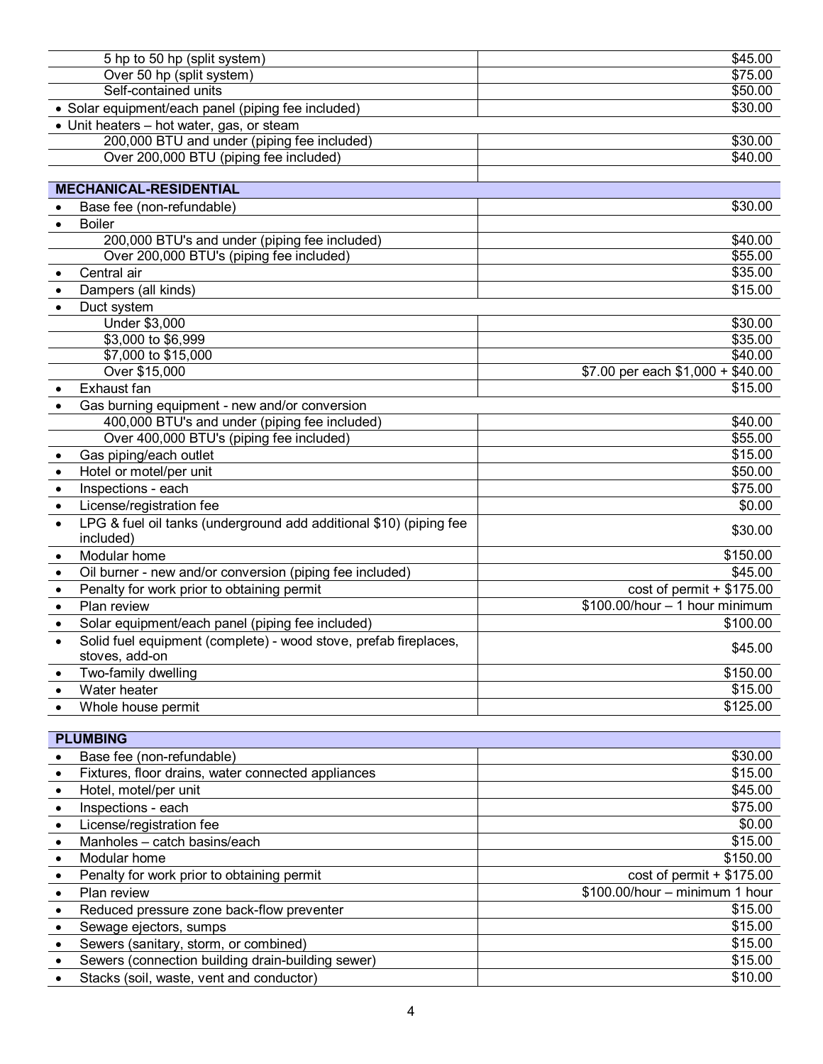| Item | Fee |
|---|---|
| 5 hp to 50 hp (split system) | $45.00 |
| Over 50 hp (split system) | $75.00 |
| Self-contained units | $50.00 |
| • Solar equipment/each panel (piping fee included) | $30.00 |
| • Unit heaters – hot water, gas, or steam | |
| 200,000 BTU and under (piping fee included) | $30.00 |
| Over 200,000 BTU (piping fee included) | $40.00 |
| | |
| **MECHANICAL-RESIDENTIAL** | |
| • Base fee (non-refundable) | $30.00 |
| • Boiler | |
| 200,000 BTU's and under (piping fee included) | $40.00 |
| Over 200,000 BTU's (piping fee included) | $55.00 |
| • Central air | $35.00 |
| • Dampers (all kinds) | $15.00 |
| • Duct system | |
| Under $3,000 | $30.00 |
| $3,000 to $6,999 | $35.00 |
| $7,000 to $15,000 | $40.00 |
| Over $15,000 | $7.00 per each $1,000 + $40.00 |
| • Exhaust fan | $15.00 |
| • Gas burning equipment - new and/or conversion | |
| 400,000 BTU's and under (piping fee included) | $40.00 |
| Over 400,000 BTU's (piping fee included) | $55.00 |
| • Gas piping/each outlet | $15.00 |
| • Hotel or motel/per unit | $50.00 |
| • Inspections - each | $75.00 |
| • License/registration fee | $0.00 |
| • LPG & fuel oil tanks (underground add additional $10) (piping fee included) | $30.00 |
| • Modular home | $150.00 |
| • Oil burner - new and/or conversion (piping fee included) | $45.00 |
| • Penalty for work prior to obtaining permit | cost of permit + $175.00 |
| • Plan review | $100.00/hour – 1 hour minimum |
| • Solar equipment/each panel (piping fee included) | $100.00 |
| • Solid fuel equipment (complete) - wood stove, prefab fireplaces, stoves, add-on | $45.00 |
| • Two-family dwelling | $150.00 |
| • Water heater | $15.00 |
| • Whole house permit | $125.00 |

| **PLUMBING** | |
|---|---|
| • Base fee (non-refundable) | $30.00 |
| • Fixtures, floor drains, water connected appliances | $15.00 |
| • Hotel, motel/per unit | $45.00 |
| • Inspections - each | $75.00 |
| • License/registration fee | $0.00 |
| • Manholes – catch basins/each | $15.00 |
| • Modular home | $150.00 |
| • Penalty for work prior to obtaining permit | cost of permit + $175.00 |
| • Plan review | $100.00/hour – minimum 1 hour |
| • Reduced pressure zone back-flow preventer | $15.00 |
| • Sewage ejectors, sumps | $15.00 |
| • Sewers (sanitary, storm, or combined) | $15.00 |
| • Sewers (connection building drain-building sewer) | $15.00 |
| • Stacks (soil, waste, vent and conductor) | $10.00 |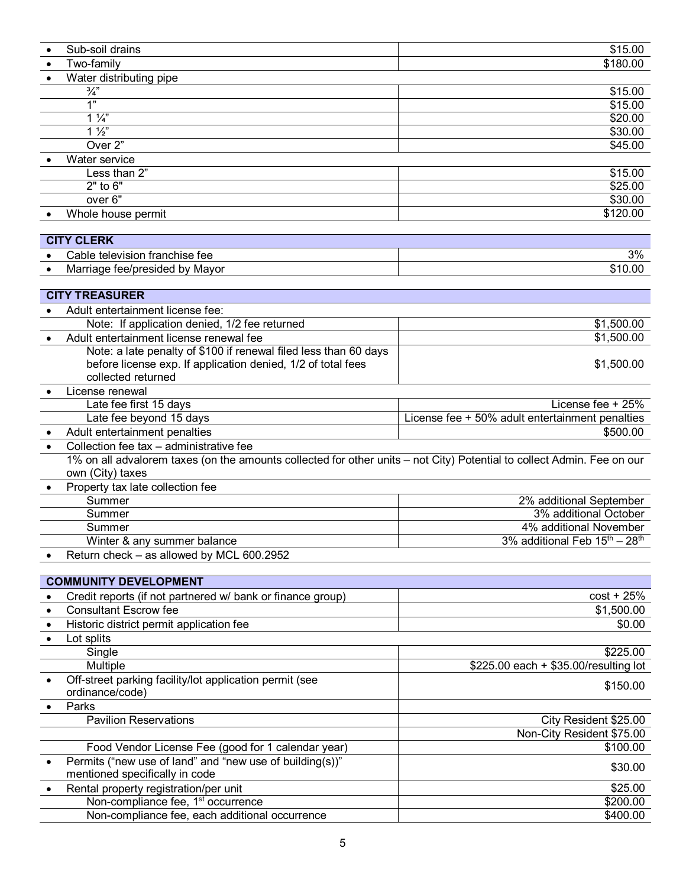| Item | Fee |
|---|---|
| • Sub-soil drains | $15.00 |
| • Two-family | $180.00 |
| • Water distributing pipe | |
| ¾" | $15.00 |
| 1" | $15.00 |
| 1 ¼" | $20.00 |
| 1 ½" | $30.00 |
| Over 2" | $45.00 |
| • Water service | |
| Less than 2" | $15.00 |
| 2" to 6" | $25.00 |
| over 6" | $30.00 |
| • Whole house permit | $120.00 |

| **CITY CLERK** | |
|---|---|
| • Cable television franchise fee | 3% |
| • Marriage fee/presided by Mayor | $10.00 |

| **CITY TREASURER** | |
|---|---|
| • Adult entertainment license fee: | |
| Note: If application denied, 1/2 fee returned | $1,500.00 |
| • Adult entertainment license renewal fee | $1,500.00 |
| Note: a late penalty of $100 if renewal filed less than 60 days before license exp. If application denied, 1/2 of total fees collected returned | $1,500.00 |
| • License renewal | |
| Late fee first 15 days | License fee + 25% |
| Late fee beyond 15 days | License fee + 50% adult entertainment penalties |
| • Adult entertainment penalties | $500.00 |
| • Collection fee tax – administrative fee | |
| 1% on all advalorem taxes (on the amounts collected for other units – not City) Potential to collect Admin. Fee on our own (City) taxes | |
| • Property tax late collection fee | |
| Summer | 2% additional September |
| Summer | 3% additional October |
| Summer | 4% additional November |
| Winter & any summer balance | 3% additional Feb 15th – 28th |
| • Return check – as allowed by MCL 600.2952 | |

| **COMMUNITY DEVELOPMENT** | |
|---|---|
| • Credit reports (if not partnered w/ bank or finance group) | cost + 25% |
| • Consultant Escrow fee | $1,500.00 |
| • Historic district permit application fee | $0.00 |
| • Lot splits | |
| Single | $225.00 |
| Multiple | $225.00 each + $35.00/resulting lot |
| • Off-street parking facility/lot application permit (see ordinance/code) | $150.00 |
| • Parks | |
| Pavilion Reservations | City Resident $25.00 |
| | Non-City Resident $75.00 |
| Food Vendor License Fee (good for 1 calendar year) | $100.00 |
| • Permits ("new use of land" and "new use of building(s))" mentioned specifically in code | $30.00 |
| • Rental property registration/per unit | $25.00 |
| Non-compliance fee, 1st occurrence | $200.00 |
| Non-compliance fee, each additional occurrence | $400.00 |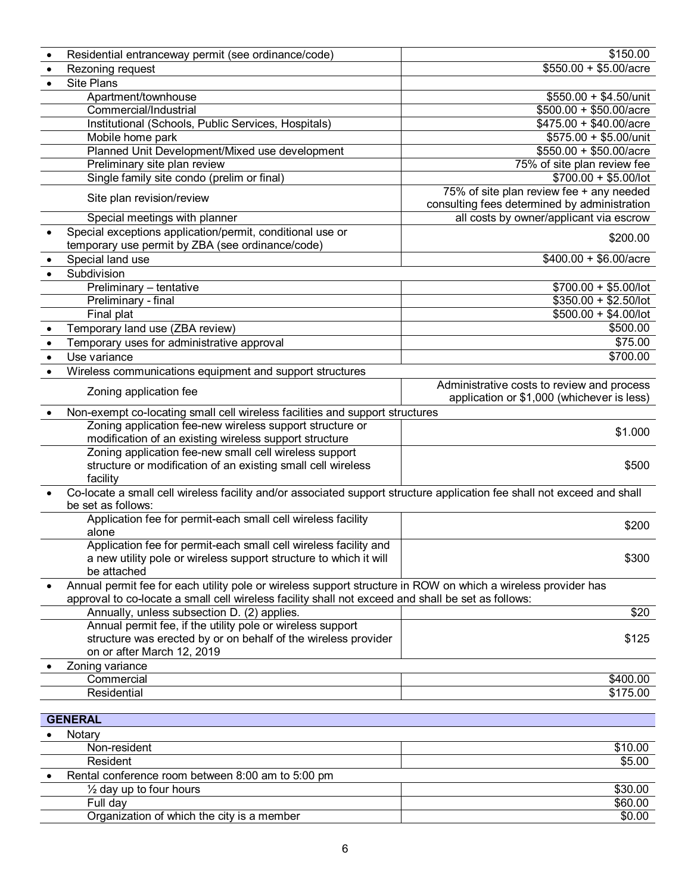| | |
|---|---|
| • Residential entranceway permit (see ordinance/code) | $150.00 |
| • Rezoning request | $550.00 + $5.00/acre |
| • Site Plans | |
| Apartment/townhouse | $550.00 + $4.50/unit |
| Commercial/Industrial | $500.00 + $50.00/acre |
| Institutional (Schools, Public Services, Hospitals) | $475.00 + $40.00/acre |
| Mobile home park | $575.00 + $5.00/unit |
| Planned Unit Development/Mixed use development | $550.00 + $50.00/acre |
| Preliminary site plan review | 75% of site plan review fee |
| Single family site condo (prelim or final) | $700.00 + $5.00/lot |
| Site plan revision/review | 75% of site plan review fee + any needed consulting fees determined by administration |
| Special meetings with planner | all costs by owner/applicant via escrow |
| • Special exceptions application/permit, conditional use or temporary use permit by ZBA (see ordinance/code) | $200.00 |
| • Special land use | $400.00 + $6.00/acre |
| • Subdivision | |
| Preliminary – tentative | $700.00 + $5.00/lot |
| Preliminary - final | $350.00 + $2.50/lot |
| Final plat | $500.00 + $4.00/lot |
| • Temporary land use (ZBA review) | $500.00 |
| • Temporary uses for administrative approval | $75.00 |
| • Use variance | $700.00 |
| • Wireless communications equipment and support structures | |
| Zoning application fee | Administrative costs to review and process application or $1,000 (whichever is less) |
| • Non-exempt co-locating small cell wireless facilities and support structures | |
| Zoning application fee-new wireless support structure or modification of an existing wireless support structure | $1.000 |
| Zoning application fee-new small cell wireless support structure or modification of an existing small cell wireless facility | $500 |
| • Co-locate a small cell wireless facility and/or associated support structure application fee shall not exceed and shall be set as follows: | |
| Application fee for permit-each small cell wireless facility alone | $200 |
| Application fee for permit-each small cell wireless facility and a new utility pole or wireless support structure to which it will be attached | $300 |
| • Annual permit fee for each utility pole or wireless support structure in ROW on which a wireless provider has approval to co-locate a small cell wireless facility shall not exceed and shall be set as follows: | |
| Annually, unless subsection D. (2) applies. | $20 |
| Annual permit fee, if the utility pole or wireless support structure was erected by or on behalf of the wireless provider on or after March 12, 2019 | $125 |
| • Zoning variance | |
| Commercial | $400.00 |
| Residential | $175.00 |

| **GENERAL** | |
|---|---|
| • Notary | |
| Non-resident | $10.00 |
| Resident | $5.00 |
| • Rental conference room between 8:00 am to 5:00 pm | |
| ½ day up to four hours | $30.00 |
| Full day | $60.00 |
| Organization of which the city is a member | $0.00 |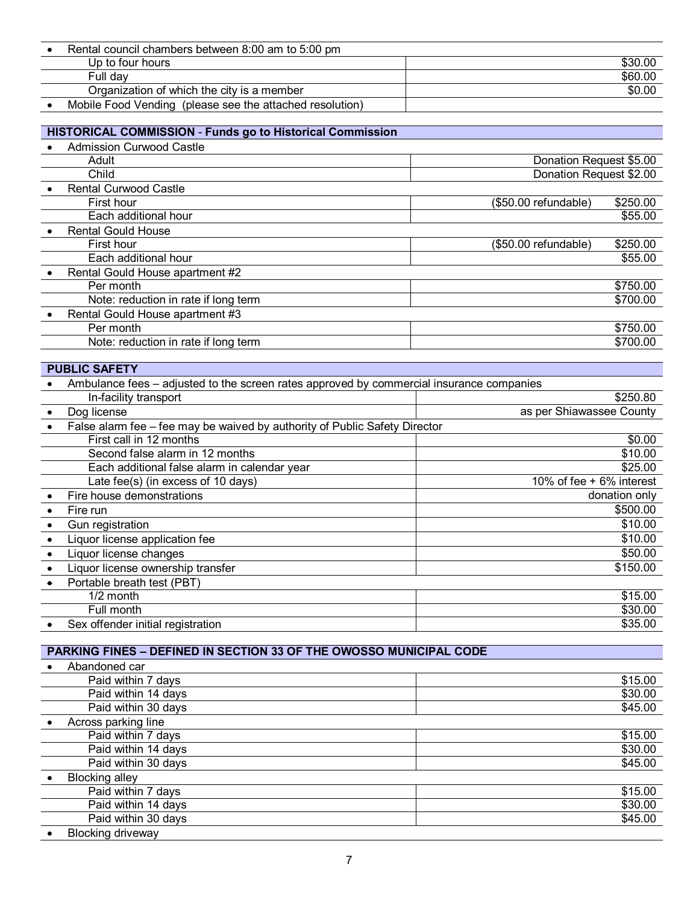| | |
|---|---|
| • Rental council chambers between 8:00 am to 5:00 pm | |
| Up to four hours | $30.00 |
| Full day | $60.00 |
| Organization of which the city is a member | $0.00 |
| • Mobile Food Vending (please see the attached resolution) | |

| **HISTORICAL COMMISSION** - **Funds go to Historical Commission** | |
|---|---|
| • Admission Curwood Castle | |
| Adult | Donation Request $5.00 |
| Child | Donation Request $2.00 |
| • Rental Curwood Castle | |
| First hour | ($50.00 refundable) $250.00 |
| Each additional hour | $55.00 |
| • Rental Gould House | |
| First hour | ($50.00 refundable) $250.00 |
| Each additional hour | $55.00 |
| • Rental Gould House apartment #2 | |
| Per month | $750.00 |
| Note: reduction in rate if long term | $700.00 |
| • Rental Gould House apartment #3 | |
| Per month | $750.00 |
| Note: reduction in rate if long term | $700.00 |

| **PUBLIC SAFETY** | |
|---|---|
| • Ambulance fees – adjusted to the screen rates approved by commercial insurance companies | |
| In-facility transport | $250.80 |
| • Dog license | as per Shiawassee County |
| • False alarm fee – fee may be waived by authority of Public Safety Director | |
| First call in 12 months | $0.00 |
| Second false alarm in 12 months | $10.00 |
| Each additional false alarm in calendar year | $25.00 |
| Late fee(s) (in excess of 10 days) | 10% of fee + 6% interest |
| • Fire house demonstrations | donation only |
| • Fire run | $500.00 |
| • Gun registration | $10.00 |
| • Liquor license application fee | $10.00 |
| • Liquor license changes | $50.00 |
| • Liquor license ownership transfer | $150.00 |
| • Portable breath test (PBT) | |
| 1/2 month | $15.00 |
| Full month | $30.00 |
| • Sex offender initial registration | $35.00 |

| **PARKING FINES – DEFINED IN SECTION 33 OF THE OWOSSO MUNICIPAL CODE** | |
|---|---|
| • Abandoned car | |
| Paid within 7 days | $15.00 |
| Paid within 14 days | $30.00 |
| Paid within 30 days | $45.00 |
| • Across parking line | |
| Paid within 7 days | $15.00 |
| Paid within 14 days | $30.00 |
| Paid within 30 days | $45.00 |
| • Blocking alley | |
| Paid within 7 days | $15.00 |
| Paid within 14 days | $30.00 |
| Paid within 30 days | $45.00 |
| • Blocking driveway | |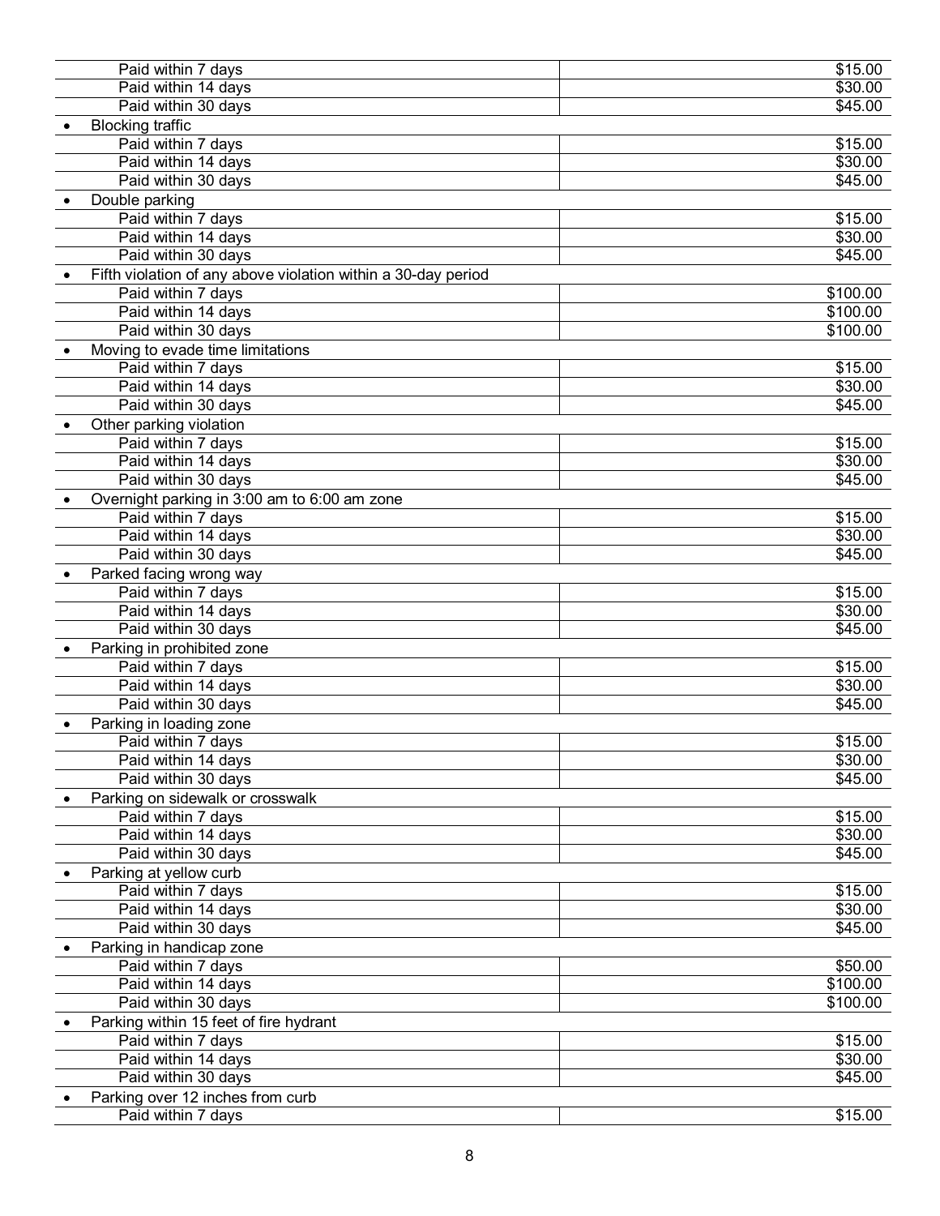| | |
|---|---|
| Paid within 7 days | $15.00 |
| Paid within 14 days | $30.00 |
| Paid within 30 days | $45.00 |
| • Blocking traffic | |
| Paid within 7 days | $15.00 |
| Paid within 14 days | $30.00 |
| Paid within 30 days | $45.00 |
| • Double parking | |
| Paid within 7 days | $15.00 |
| Paid within 14 days | $30.00 |
| Paid within 30 days | $45.00 |
| • Fifth violation of any above violation within a 30-day period | |
| Paid within 7 days | $100.00 |
| Paid within 14 days | $100.00 |
| Paid within 30 days | $100.00 |
| • Moving to evade time limitations | |
| Paid within 7 days | $15.00 |
| Paid within 14 days | $30.00 |
| Paid within 30 days | $45.00 |
| • Other parking violation | |
| Paid within 7 days | $15.00 |
| Paid within 14 days | $30.00 |
| Paid within 30 days | $45.00 |
| • Overnight parking in 3:00 am to 6:00 am zone | |
| Paid within 7 days | $15.00 |
| Paid within 14 days | $30.00 |
| Paid within 30 days | $45.00 |
| • Parked facing wrong way | |
| Paid within 7 days | $15.00 |
| Paid within 14 days | $30.00 |
| Paid within 30 days | $45.00 |
| • Parking in prohibited zone | |
| Paid within 7 days | $15.00 |
| Paid within 14 days | $30.00 |
| Paid within 30 days | $45.00 |
| • Parking in loading zone | |
| Paid within 7 days | $15.00 |
| Paid within 14 days | $30.00 |
| Paid within 30 days | $45.00 |
| • Parking on sidewalk or crosswalk | |
| Paid within 7 days | $15.00 |
| Paid within 14 days | $30.00 |
| Paid within 30 days | $45.00 |
| • Parking at yellow curb | |
| Paid within 7 days | $15.00 |
| Paid within 14 days | $30.00 |
| Paid within 30 days | $45.00 |
| • Parking in handicap zone | |
| Paid within 7 days | $50.00 |
| Paid within 14 days | $100.00 |
| Paid within 30 days | $100.00 |
| • Parking within 15 feet of fire hydrant | |
| Paid within 7 days | $15.00 |
| Paid within 14 days | $30.00 |
| Paid within 30 days | $45.00 |
| • Parking over 12 inches from curb | |
| Paid within 7 days | $15.00 |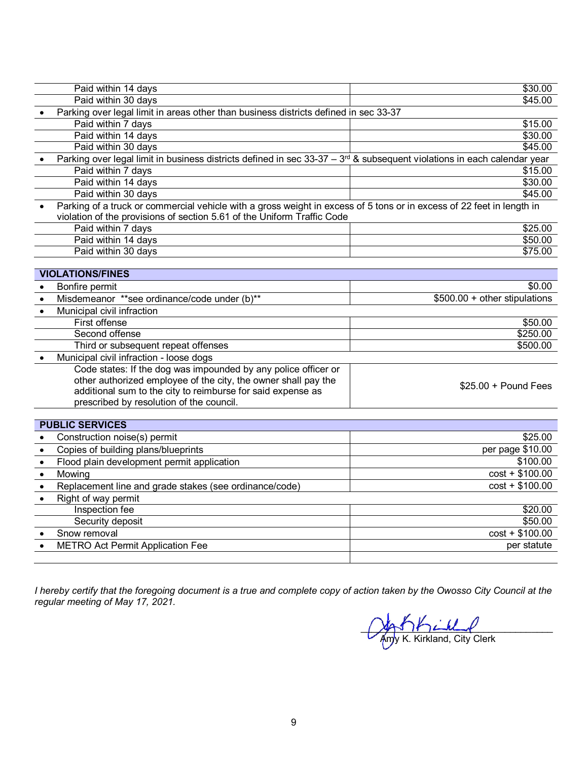| | |
|---|---|
| Paid within 14 days | $30.00 |
| Paid within 30 days | $45.00 |
| • Parking over legal limit in areas other than business districts defined in sec 33-37 | |
| Paid within 7 days | $15.00 |
| Paid within 14 days | $30.00 |
| Paid within 30 days | $45.00 |
| • Parking over legal limit in business districts defined in sec 33-37 – 3rd & subsequent violations in each calendar year | |
| Paid within 7 days | $15.00 |
| Paid within 14 days | $30.00 |
| Paid within 30 days | $45.00 |
| • Parking of a truck or commercial vehicle with a gross weight in excess of 5 tons or in excess of 22 feet in length in violation of the provisions of section 5.61 of the Uniform Traffic Code | |
| Paid within 7 days | $25.00 |
| Paid within 14 days | $50.00 |
| Paid within 30 days | $75.00 |

| **VIOLATIONS/FINES** | |
|---|---|
| • Bonfire permit | $0.00 |
| • Misdemeanor **see ordinance/code under (b)** | $500.00 + other stipulations |
| • Municipal civil infraction | |
| First offense | $50.00 |
| Second offense | $250.00 |
| Third or subsequent repeat offenses | $500.00 |
| • Municipal civil infraction - loose dogs | |
| Code states: If the dog was impounded by any police officer or other authorized employee of the city, the owner shall pay the additional sum to the city to reimburse for said expense as prescribed by resolution of the council. | $25.00 + Pound Fees |

| **PUBLIC SERVICES** | |
|---|---|
| • Construction noise(s) permit | $25.00 |
| • Copies of building plans/blueprints | per page $10.00 |
| • Flood plain development permit application | $100.00 |
| • Mowing | cost + $100.00 |
| • Replacement line and grade stakes (see ordinance/code) | cost + $100.00 |
| • Right of way permit | |
| Inspection fee | $20.00 |
| Security deposit | $50.00 |
| • Snow removal | cost + $100.00 |
| • METRO Act Permit Application Fee | per statute |
| | |

*I hereby certify that the foregoing document is a true and complete copy of action taken by the Owosso City Council at the regular meeting of May 17, 2021.*

Amy K. Kirkland, City Clerk